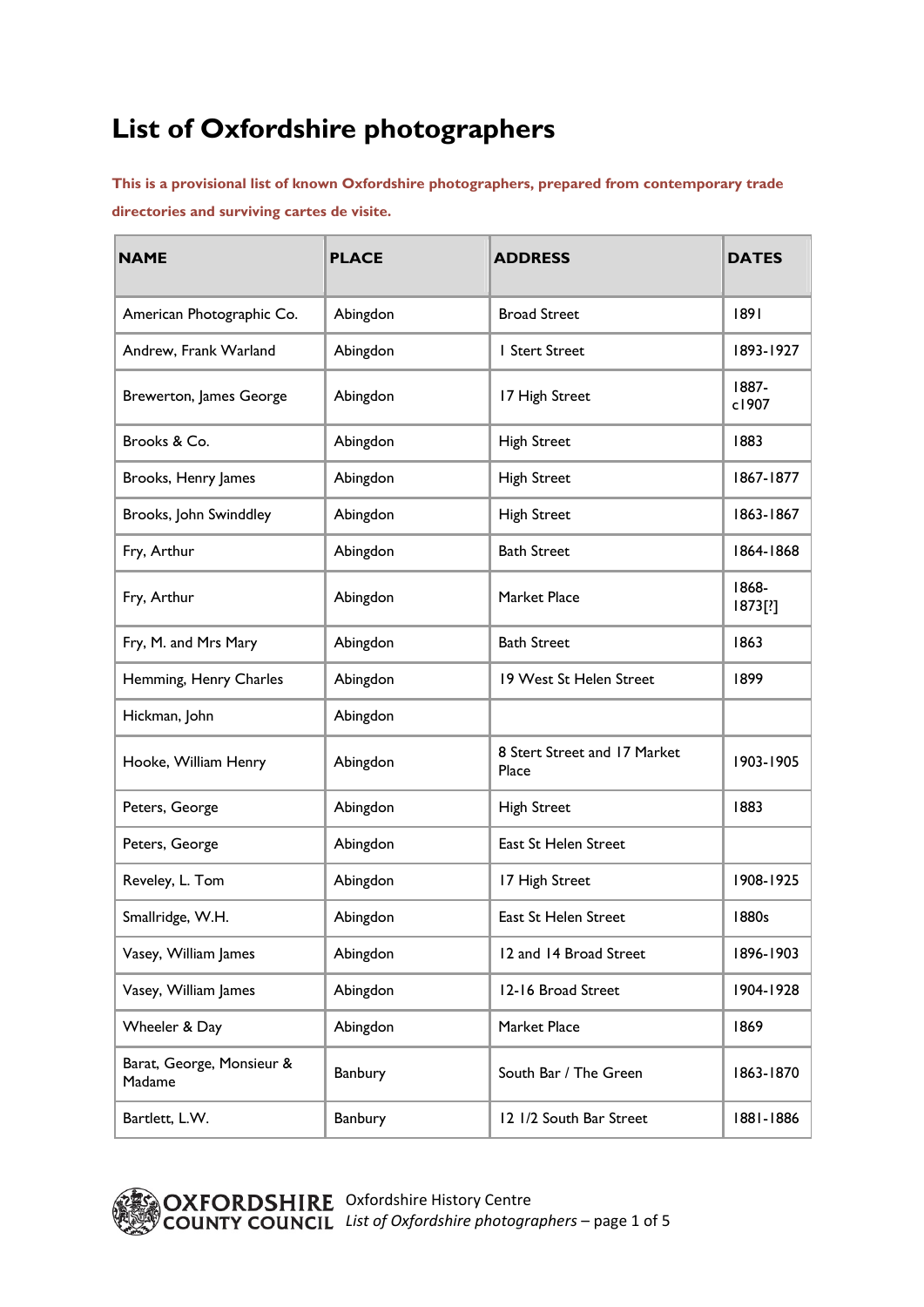# List of Oxfordshire photographers

**This is a provisional list of known Oxfordshire photographers, prepared from contemporary trade directories and surviving cartes de visite.**

| NAME | PLACE | ADDRESS | DATES |
|---|---|---|---|
| American Photographic Co. | Abingdon | Broad Street | 1891 |
| Andrew, Frank Warland | Abingdon | 1 Stert Street | 1893-1927 |
| Brewerton, James George | Abingdon | 17 High Street | 1887-c1907 |
| Brooks & Co. | Abingdon | High Street | 1883 |
| Brooks, Henry James | Abingdon | High Street | 1867-1877 |
| Brooks, John Swinddley | Abingdon | High Street | 1863-1867 |
| Fry, Arthur | Abingdon | Bath Street | 1864-1868 |
| Fry, Arthur | Abingdon | Market Place | 1868-1873[?] |
| Fry, M. and Mrs Mary | Abingdon | Bath Street | 1863 |
| Hemming, Henry Charles | Abingdon | 19 West St Helen Street | 1899 |
| Hickman, John | Abingdon | | |
| Hooke, William Henry | Abingdon | 8 Stert Street and 17 Market Place | 1903-1905 |
| Peters, George | Abingdon | High Street | 1883 |
| Peters, George | Abingdon | East St Helen Street | |
| Reveley, L. Tom | Abingdon | 17 High Street | 1908-1925 |
| Smallridge, W.H. | Abingdon | East St Helen Street | 1880s |
| Vasey, William James | Abingdon | 12 and 14 Broad Street | 1896-1903 |
| Vasey, William James | Abingdon | 12-16 Broad Street | 1904-1928 |
| Wheeler & Day | Abingdon | Market Place | 1869 |
| Barat, George, Monsieur & Madame | Banbury | South Bar / The Green | 1863-1870 |
| Bartlett, L.W. | Banbury | 12 1/2 South Bar Street | 1881-1886 |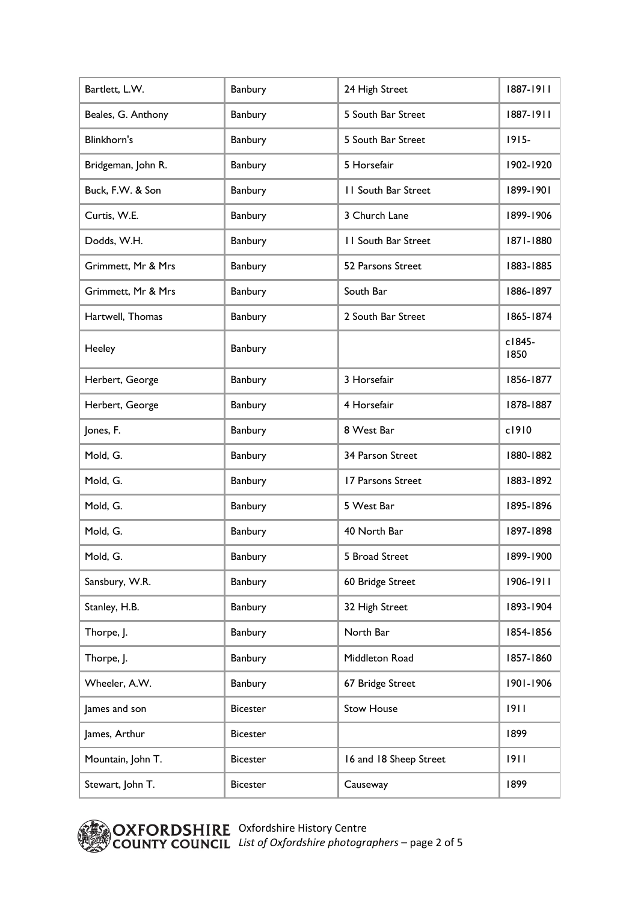| Bartlett, L.W. | Banbury | 24 High Street | 1887-1911 |
|---|---|---|---|
| Beales, G. Anthony | Banbury | 5 South Bar Street | 1887-1911 |
| Blinkhorn's | Banbury | 5 South Bar Street | 1915- |
| Bridgeman, John R. | Banbury | 5 Horsefair | 1902-1920 |
| Buck, F.W. & Son | Banbury | 11 South Bar Street | 1899-1901 |
| Curtis, W.E. | Banbury | 3 Church Lane | 1899-1906 |
| Dodds, W.H. | Banbury | 11 South Bar Street | 1871-1880 |
| Grimmett, Mr & Mrs | Banbury | 52 Parsons Street | 1883-1885 |
| Grimmett, Mr & Mrs | Banbury | South Bar | 1886-1897 |
| Hartwell, Thomas | Banbury | 2 South Bar Street | 1865-1874 |
| Heeley | Banbury | | c1845-1850 |
| Herbert, George | Banbury | 3 Horsefair | 1856-1877 |
| Herbert, George | Banbury | 4 Horsefair | 1878-1887 |
| Jones, F. | Banbury | 8 West Bar | c1910 |
| Mold, G. | Banbury | 34 Parson Street | 1880-1882 |
| Mold, G. | Banbury | 17 Parsons Street | 1883-1892 |
| Mold, G. | Banbury | 5 West Bar | 1895-1896 |
| Mold, G. | Banbury | 40 North Bar | 1897-1898 |
| Mold, G. | Banbury | 5 Broad Street | 1899-1900 |
| Sansbury, W.R. | Banbury | 60 Bridge Street | 1906-1911 |
| Stanley, H.B. | Banbury | 32 High Street | 1893-1904 |
| Thorpe, J. | Banbury | North Bar | 1854-1856 |
| Thorpe, J. | Banbury | Middleton Road | 1857-1860 |
| Wheeler, A.W. | Banbury | 67 Bridge Street | 1901-1906 |
| James and son | Bicester | Stow House | 1911 |
| James, Arthur | Bicester | | 1899 |
| Mountain, John T. | Bicester | 16 and 18 Sheep Street | 1911 |
| Stewart, John T. | Bicester | Causeway | 1899 |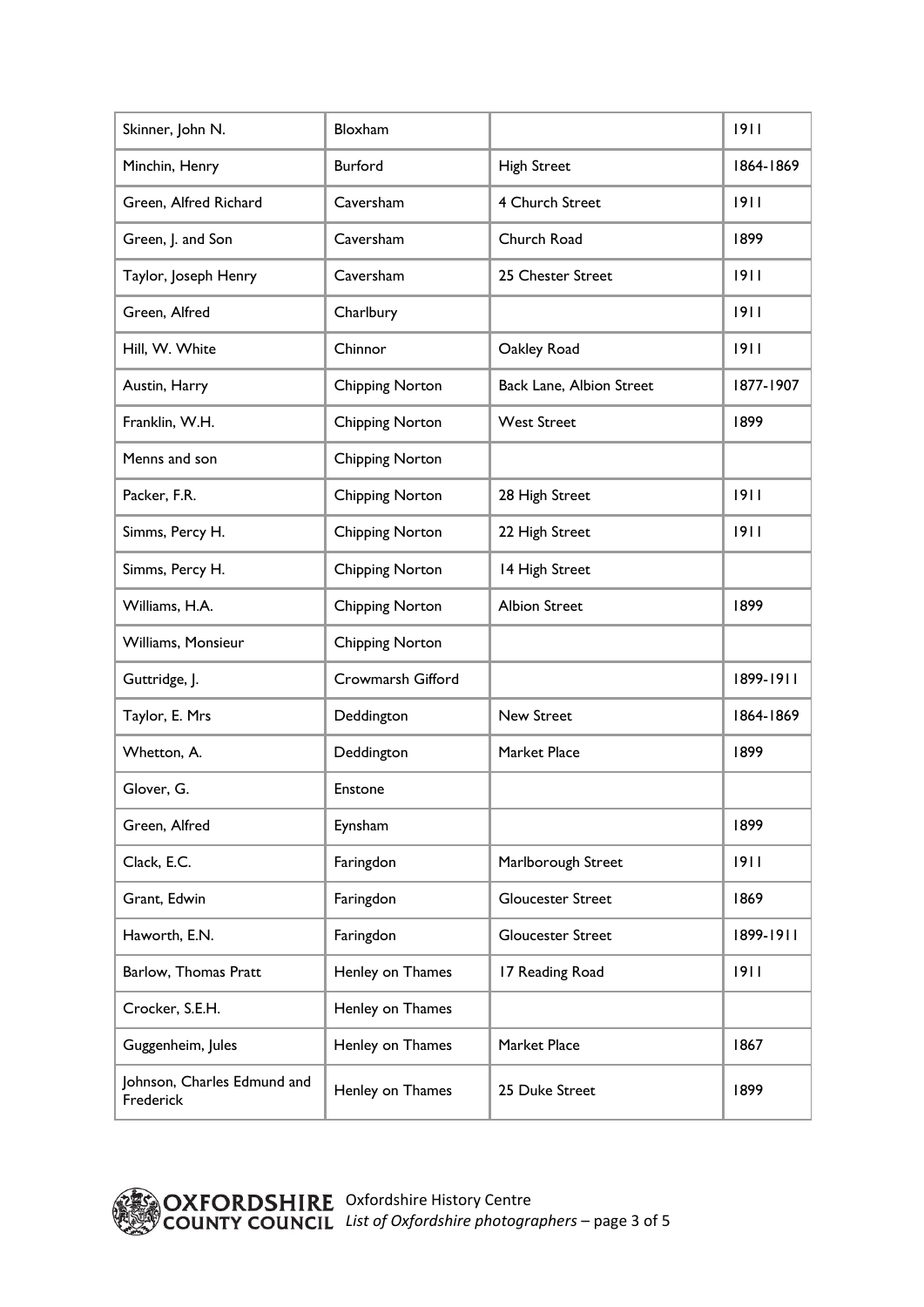| | | | |
|---|---|---|---|
| Skinner, John N. | Bloxham | | 1911 |
| Minchin, Henry | Burford | High Street | 1864-1869 |
| Green, Alfred Richard | Caversham | 4 Church Street | 1911 |
| Green, J. and Son | Caversham | Church Road | 1899 |
| Taylor, Joseph Henry | Caversham | 25 Chester Street | 1911 |
| Green, Alfred | Charlbury | | 1911 |
| Hill, W. White | Chinnor | Oakley Road | 1911 |
| Austin, Harry | Chipping Norton | Back Lane, Albion Street | 1877-1907 |
| Franklin, W.H. | Chipping Norton | West Street | 1899 |
| Menns and son | Chipping Norton | | |
| Packer, F.R. | Chipping Norton | 28 High Street | 1911 |
| Simms, Percy H. | Chipping Norton | 22 High Street | 1911 |
| Simms, Percy H. | Chipping Norton | 14 High Street | |
| Williams, H.A. | Chipping Norton | Albion Street | 1899 |
| Williams, Monsieur | Chipping Norton | | |
| Guttridge, J. | Crowmarsh Gifford | | 1899-1911 |
| Taylor, E. Mrs | Deddington | New Street | 1864-1869 |
| Whetton, A. | Deddington | Market Place | 1899 |
| Glover, G. | Enstone | | |
| Green, Alfred | Eynsham | | 1899 |
| Clack, E.C. | Faringdon | Marlborough Street | 1911 |
| Grant, Edwin | Faringdon | Gloucester Street | 1869 |
| Haworth, E.N. | Faringdon | Gloucester Street | 1899-1911 |
| Barlow, Thomas Pratt | Henley on Thames | 17 Reading Road | 1911 |
| Crocker, S.E.H. | Henley on Thames | | |
| Guggenheim, Jules | Henley on Thames | Market Place | 1867 |
| Johnson, Charles Edmund and Frederick | Henley on Thames | 25 Duke Street | 1899 |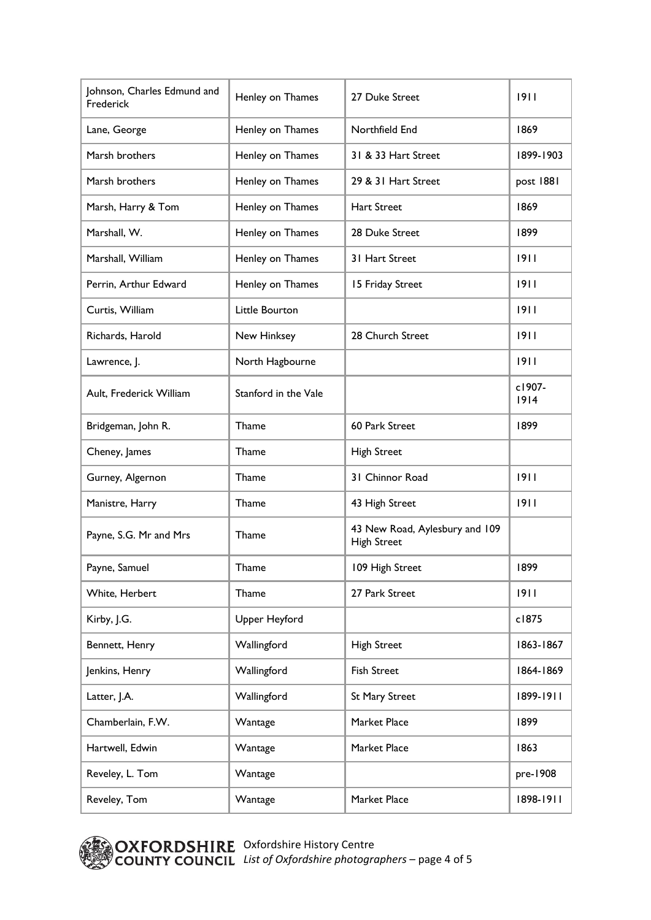| Johnson, Charles Edmund and Frederick | Henley on Thames | 27 Duke Street | 1911 |
|---|---|---|---|
| Lane, George | Henley on Thames | Northfield End | 1869 |
| Marsh brothers | Henley on Thames | 31 & 33 Hart Street | 1899-1903 |
| Marsh brothers | Henley on Thames | 29 & 31 Hart Street | post 1881 |
| Marsh, Harry & Tom | Henley on Thames | Hart Street | 1869 |
| Marshall, W. | Henley on Thames | 28 Duke Street | 1899 |
| Marshall, William | Henley on Thames | 31 Hart Street | 1911 |
| Perrin, Arthur Edward | Henley on Thames | 15 Friday Street | 1911 |
| Curtis, William | Little Bourton | | 1911 |
| Richards, Harold | New Hinksey | 28 Church Street | 1911 |
| Lawrence, J. | North Hagbourne | | 1911 |
| Ault, Frederick William | Stanford in the Vale | | c1907-1914 |
| Bridgeman, John R. | Thame | 60 Park Street | 1899 |
| Cheney, James | Thame | High Street | |
| Gurney, Algernon | Thame | 31 Chinnor Road | 1911 |
| Manistre, Harry | Thame | 43 High Street | 1911 |
| Payne, S.G. Mr and Mrs | Thame | 43 New Road, Aylesbury and 109 High Street | |
| Payne, Samuel | Thame | 109 High Street | 1899 |
| White, Herbert | Thame | 27 Park Street | 1911 |
| Kirby, J.G. | Upper Heyford | | c1875 |
| Bennett, Henry | Wallingford | High Street | 1863-1867 |
| Jenkins, Henry | Wallingford | Fish Street | 1864-1869 |
| Latter, J.A. | Wallingford | St Mary Street | 1899-1911 |
| Chamberlain, F.W. | Wantage | Market Place | 1899 |
| Hartwell, Edwin | Wantage | Market Place | 1863 |
| Reveley, L. Tom | Wantage | | pre-1908 |
| Reveley, Tom | Wantage | Market Place | 1898-1911 |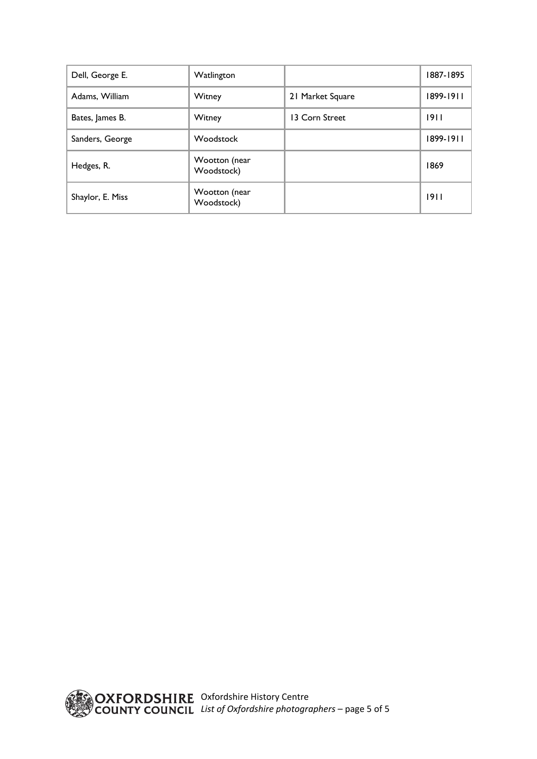| | | | |
|---|---|---|---|
| Dell, George E. | Watlington | | 1887-1895 |
| Adams, William | Witney | 21 Market Square | 1899-1911 |
| Bates, James B. | Witney | 13 Corn Street | 1911 |
| Sanders, George | Woodstock | | 1899-1911 |
| Hedges, R. | Wootton (near Woodstock) | | 1869 |
| Shaylor, E. Miss | Wootton (near Woodstock) | | 1911 |